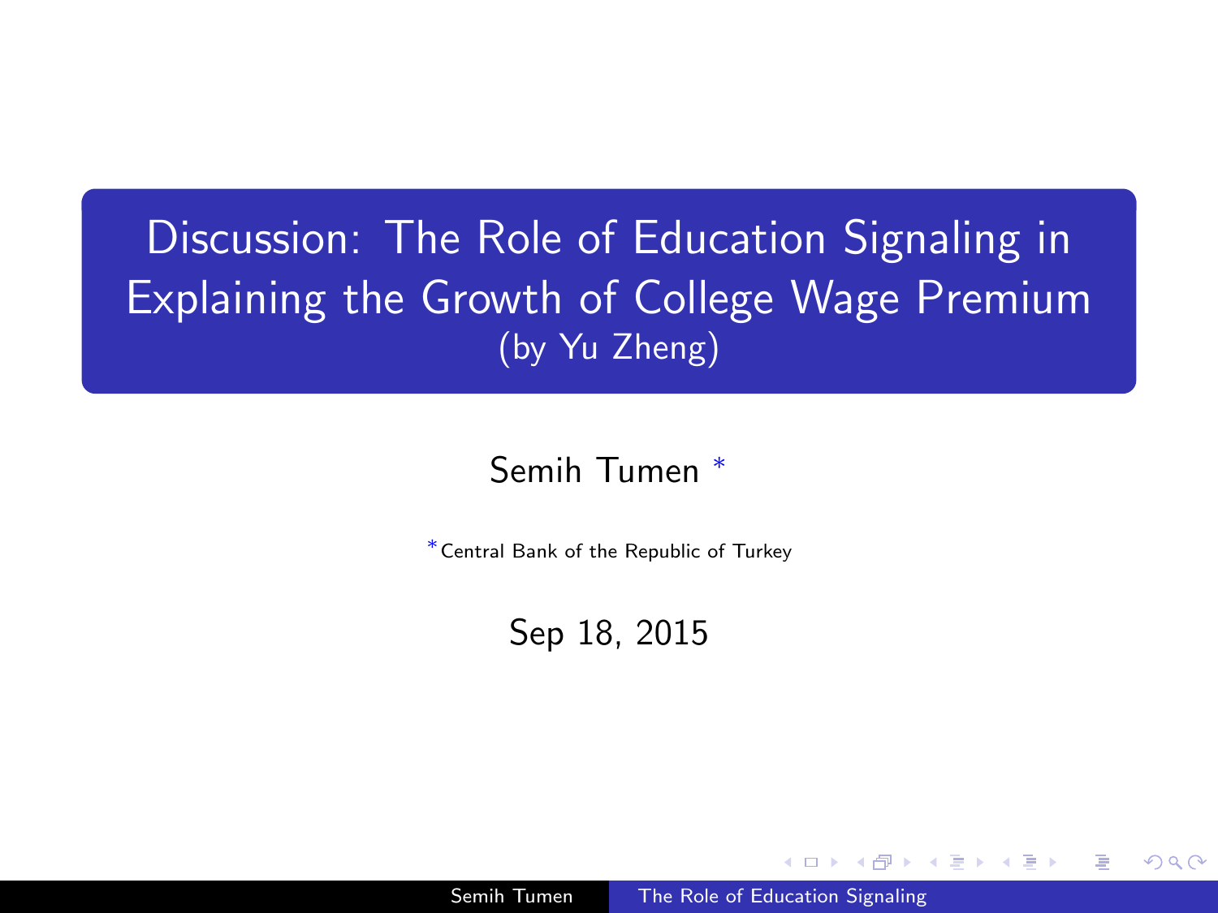# Discussion: The Role of Education Signaling in Explaining the Growth of College Wage Premium

(by Yu Zheng)

Semih Tumen [*]

[*] Central Bank of the Republic of Turkey

Sep 18, 2015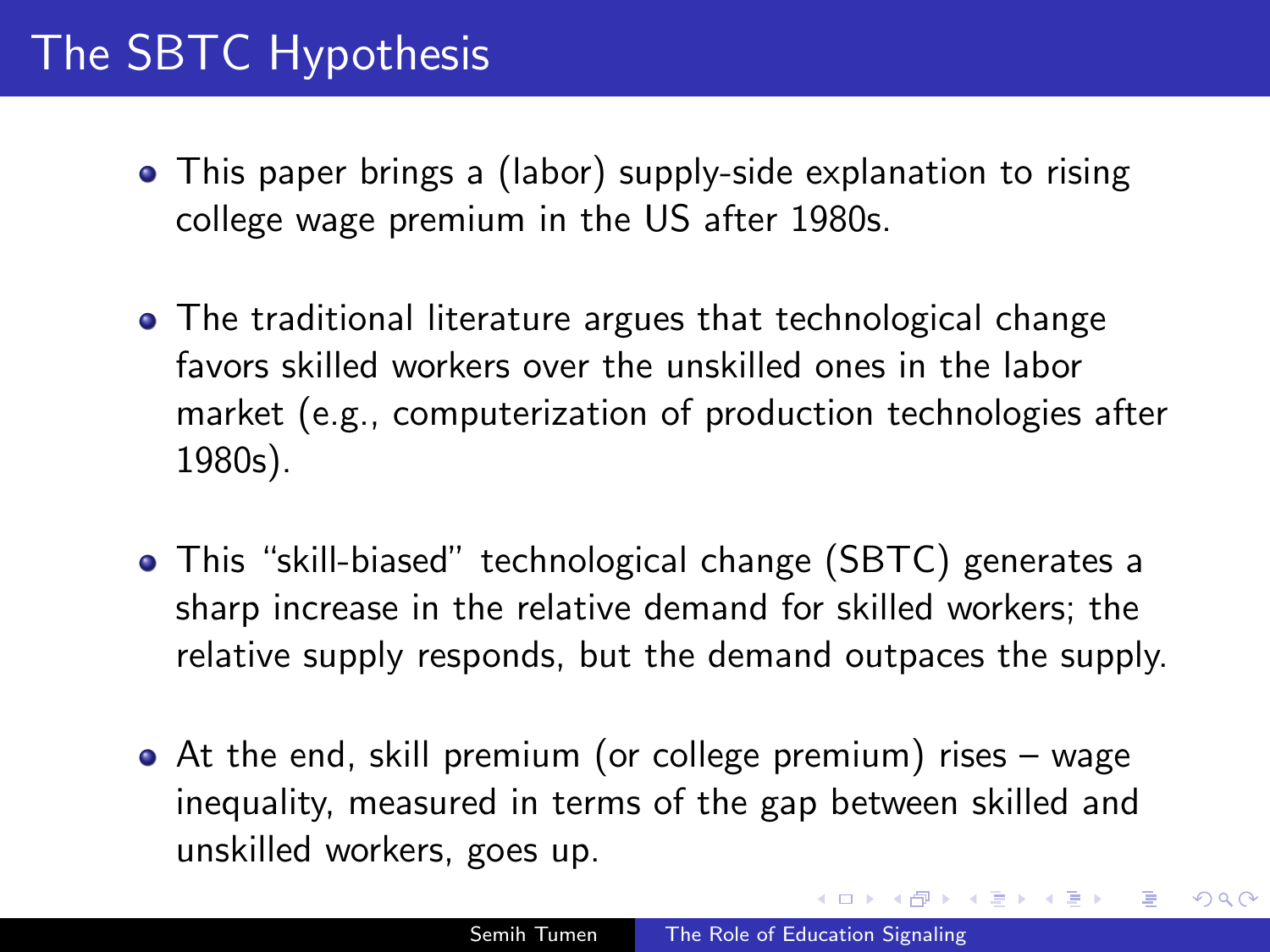# The SBTC Hypothesis

- This paper brings a (labor) supply-side explanation to rising college wage premium in the US after 1980s.
- The traditional literature argues that technological change favors skilled workers over the unskilled ones in the labor market (e.g., computerization of production technologies after 1980s).
- This "skill-biased" technological change (SBTC) generates a sharp increase in the relative demand for skilled workers; the relative supply responds, but the demand outpaces the supply.
- At the end, skill premium (or college premium) rises – wage inequality, measured in terms of the gap between skilled and unskilled workers, goes up.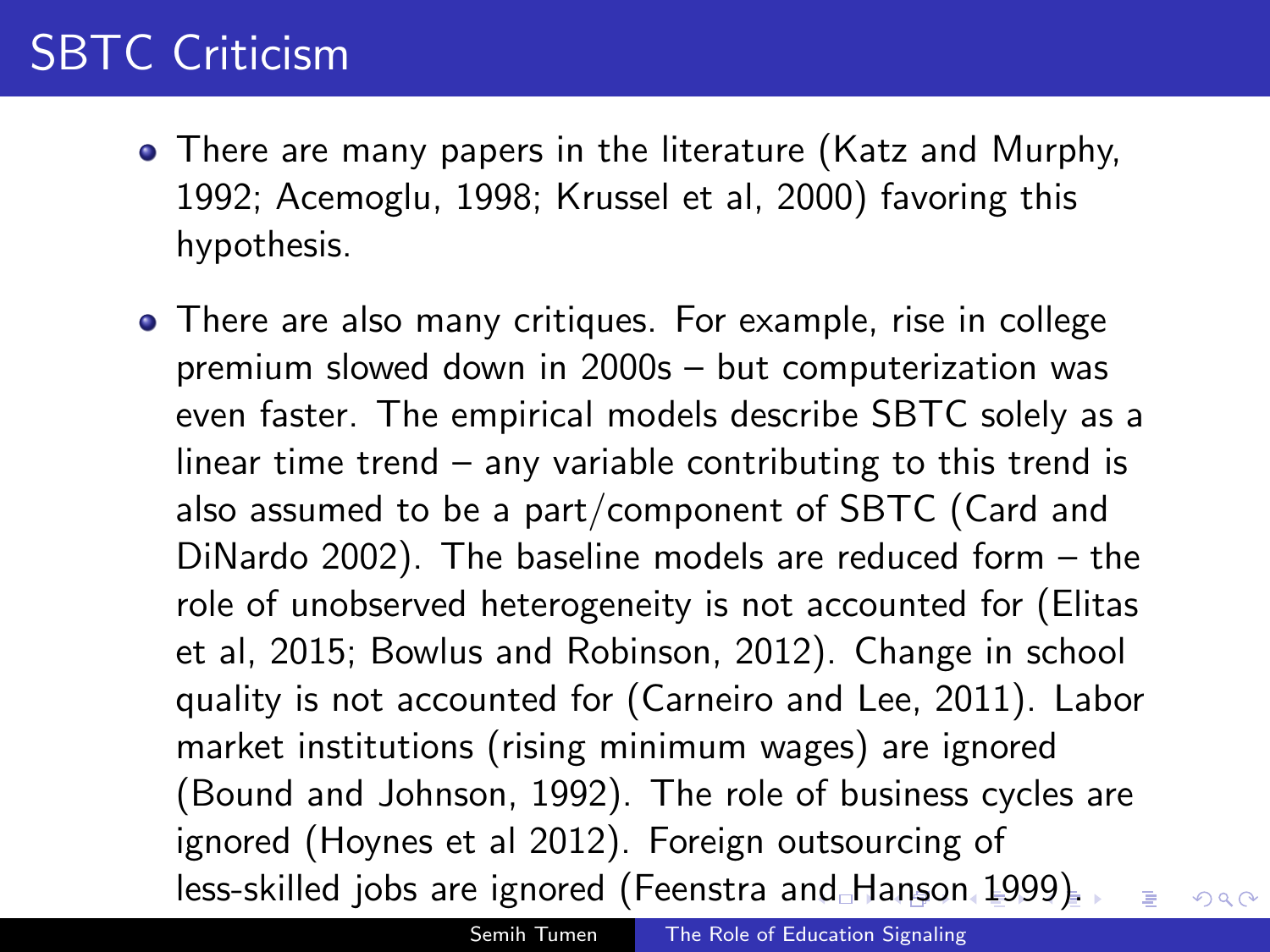# SBTC Criticism

- There are many papers in the literature (Katz and Murphy, 1992; Acemoglu, 1998; Krussel et al, 2000) favoring this hypothesis.
- There are also many critiques. For example, rise in college premium slowed down in 2000s – but computerization was even faster. The empirical models describe SBTC solely as a linear time trend – any variable contributing to this trend is also assumed to be a part/component of SBTC (Card and DiNardo 2002). The baseline models are reduced form – the role of unobserved heterogeneity is not accounted for (Elitas et al, 2015; Bowlus and Robinson, 2012). Change in school quality is not accounted for (Carneiro and Lee, 2011). Labor market institutions (rising minimum wages) are ignored (Bound and Johnson, 1992). The role of business cycles are ignored (Hoynes et al 2012). Foreign outsourcing of less-skilled jobs are ignored (Feenstra and Hanson 1999).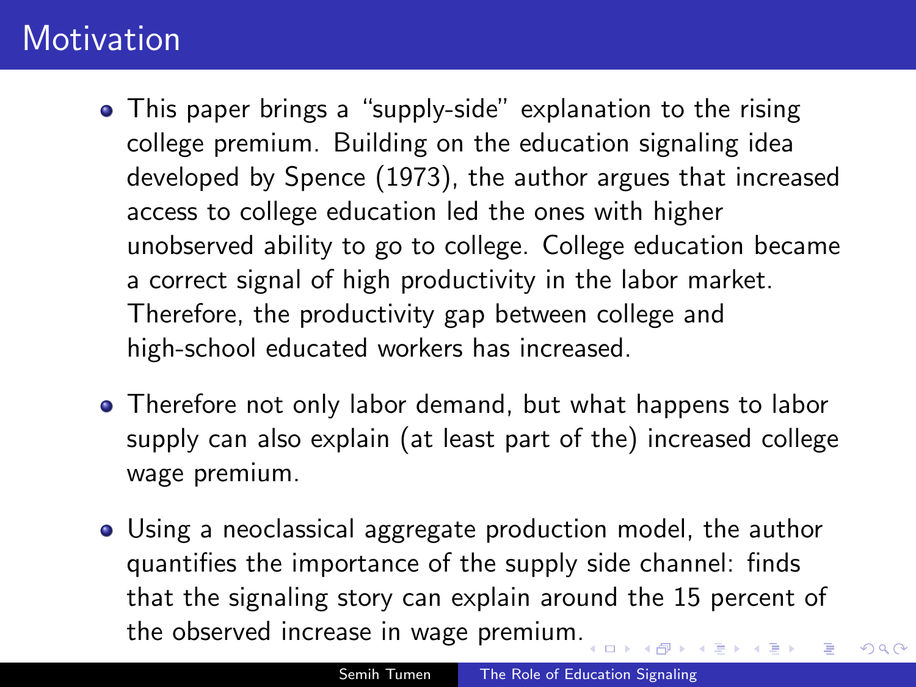# Motivation

- This paper brings a "supply-side" explanation to the rising college premium. Building on the education signaling idea developed by Spence (1973), the author argues that increased access to college education led the ones with higher unobserved ability to go to college. College education became a correct signal of high productivity in the labor market. Therefore, the productivity gap between college and high-school educated workers has increased.

- Therefore not only labor demand, but what happens to labor supply can also explain (at least part of the) increased college wage premium.

- Using a neoclassical aggregate production model, the author quantifies the importance of the supply side channel: finds that the signaling story can explain around the 15 percent of the observed increase in wage premium.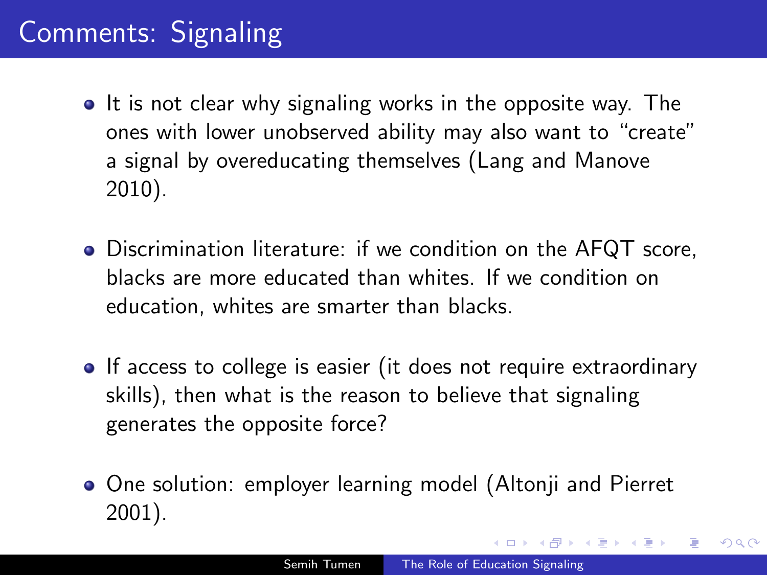# Comments: Signaling

- It is not clear why signaling works in the opposite way. The ones with lower unobserved ability may also want to “create” a signal by overeducating themselves (Lang and Manove 2010).
- Discrimination literature: if we condition on the AFQT score, blacks are more educated than whites. If we condition on education, whites are smarter than blacks.
- If access to college is easier (it does not require extraordinary skills), then what is the reason to believe that signaling generates the opposite force?
- One solution: employer learning model (Altonji and Pierret 2001).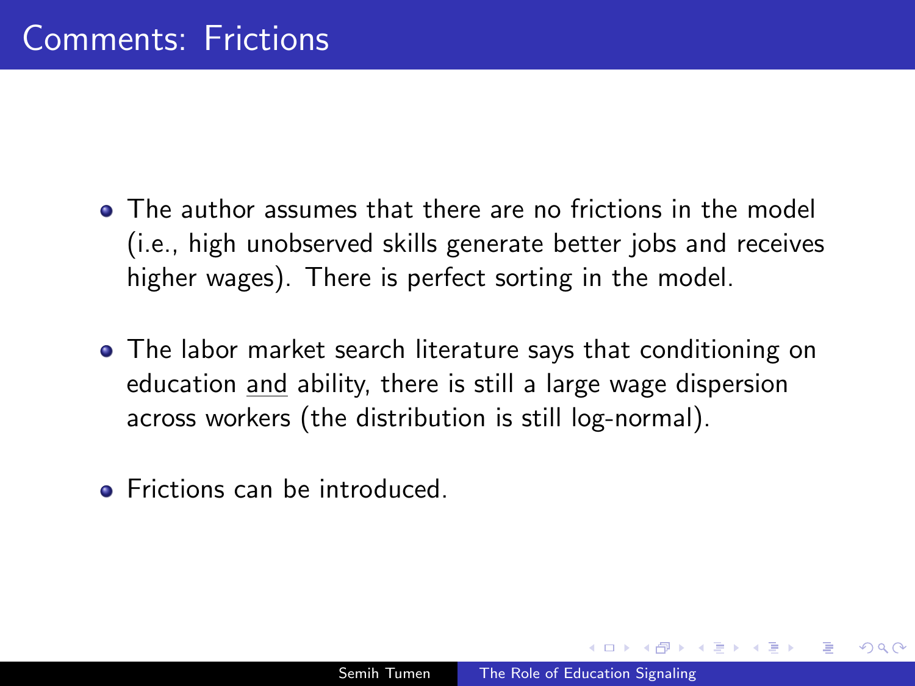# Comments: Frictions

- The author assumes that there are no frictions in the model (i.e., high unobserved skills generate better jobs and receives higher wages). There is perfect sorting in the model.
- The labor market search literature says that conditioning on education <u>and</u> ability, there is still a large wage dispersion across workers (the distribution is still log-normal).
- Frictions can be introduced.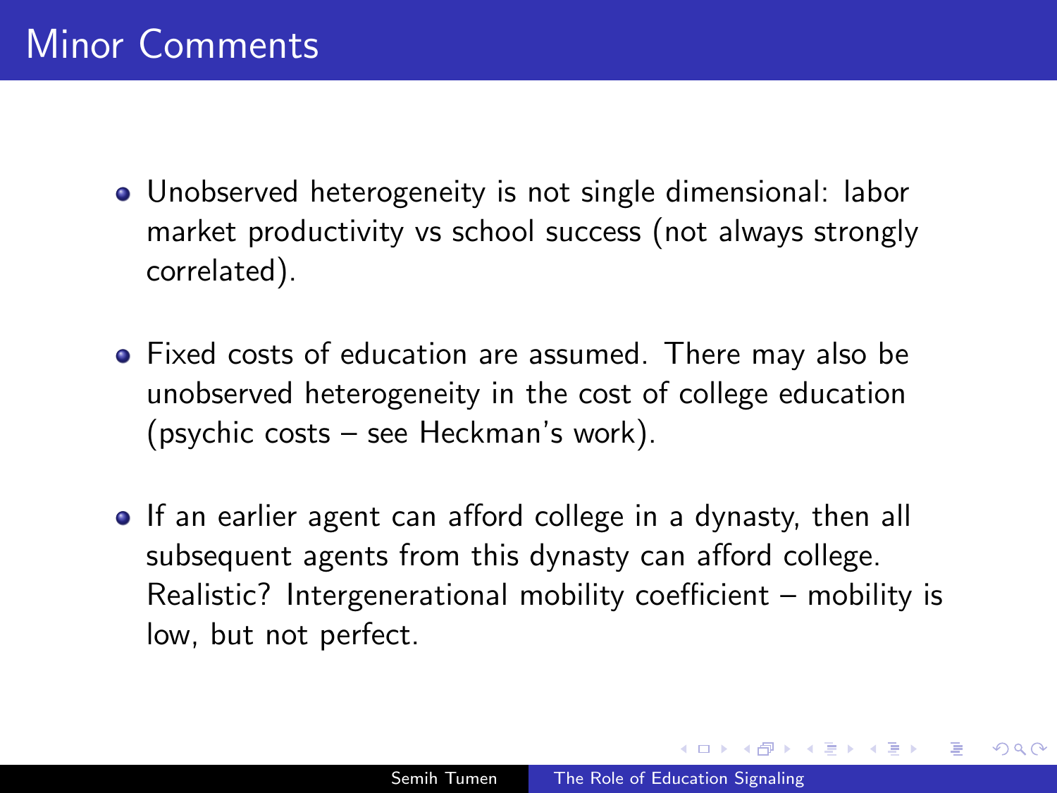# Minor Comments

- Unobserved heterogeneity is not single dimensional: labor market productivity vs school success (not always strongly correlated).

- Fixed costs of education are assumed. There may also be unobserved heterogeneity in the cost of college education (psychic costs – see Heckman's work).

- If an earlier agent can afford college in a dynasty, then all subsequent agents from this dynasty can afford college. Realistic? Intergenerational mobility coefficient – mobility is low, but not perfect.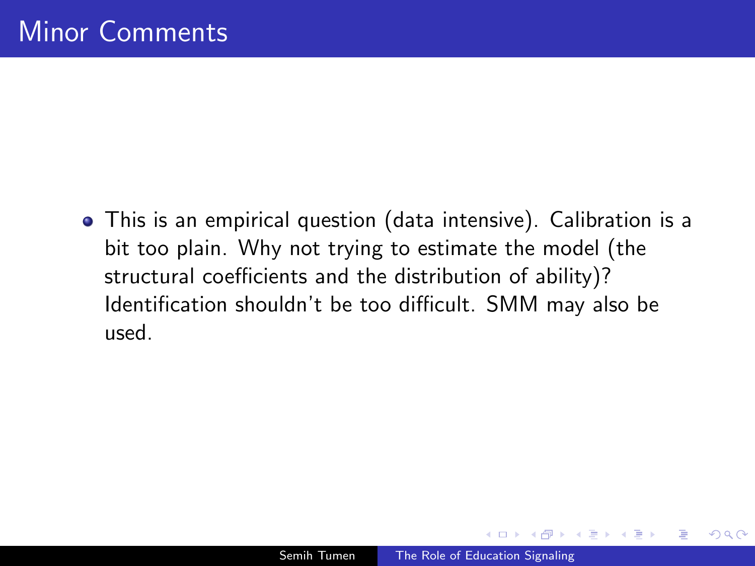# Minor Comments

- This is an empirical question (data intensive). Calibration is a bit too plain. Why not trying to estimate the model (the structural coefficients and the distribution of ability)? Identification shouldn't be too difficult. SMM may also be used.